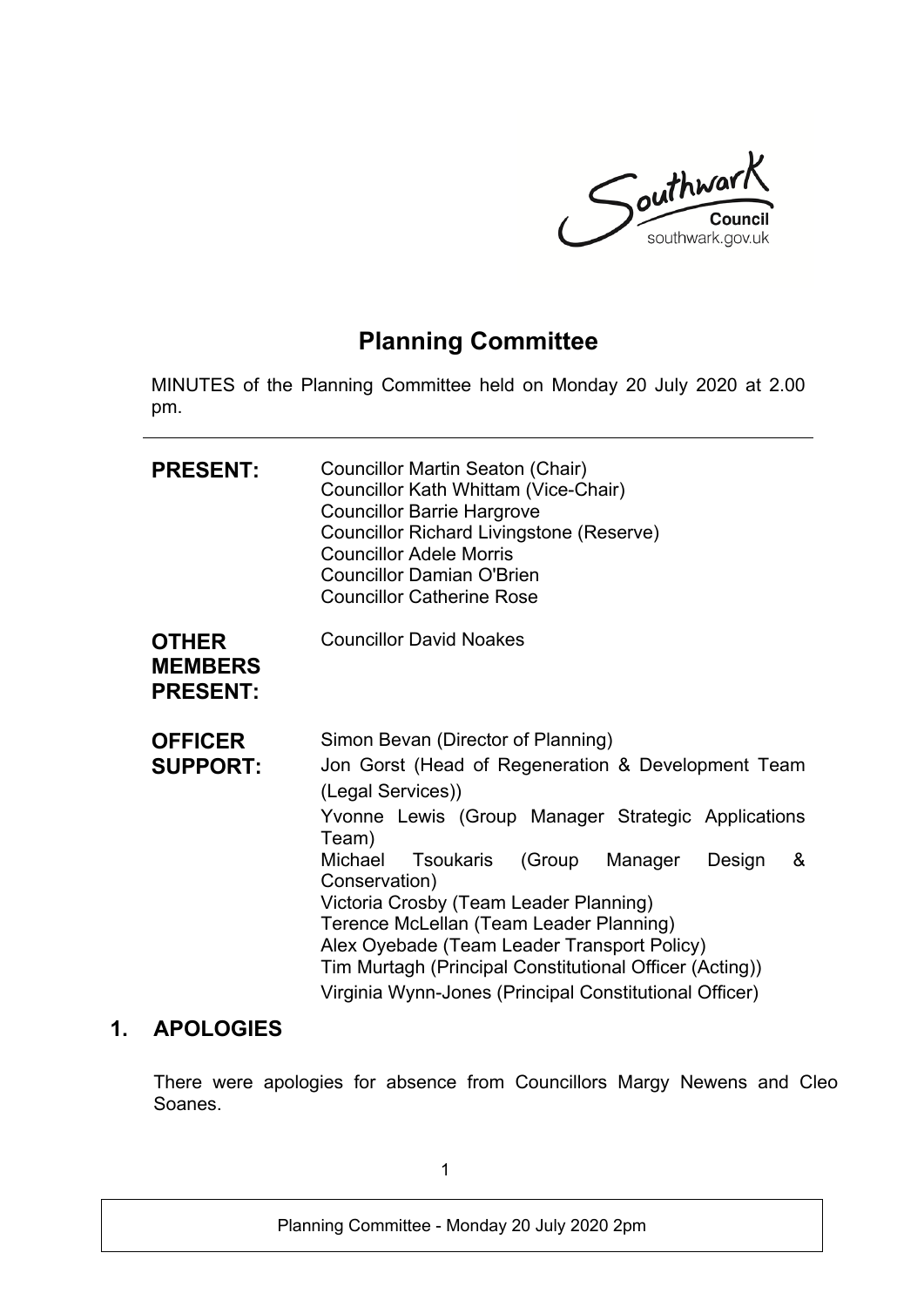# Planning Committee

MINUTES of the Planning Committee held on Monday 20 July 2020 at 2.00 pm.

---

**PRESENT:**
Councillor Martin Seaton (Chair)
Councillor Kath Whittam (Vice-Chair)
Councillor Barrie Hargrove
Councillor Richard Livingstone (Reserve)
Councillor Adele Morris
Councillor Damian O'Brien
Councillor Catherine Rose

**OTHER MEMBERS PRESENT:**
Councillor David Noakes

**OFFICER SUPPORT:**
Simon Bevan (Director of Planning)
Jon Gorst (Head of Regeneration & Development Team (Legal Services))
Yvonne Lewis (Group Manager Strategic Applications Team)
Michael Tsoukaris (Group Manager Design & Conservation)
Victoria Crosby (Team Leader Planning)
Terence McLellan (Team Leader Planning)
Alex Oyebade (Team Leader Transport Policy)
Tim Murtagh (Principal Constitutional Officer (Acting))
Virginia Wynn-Jones (Principal Constitutional Officer)

## 1. APOLOGIES

There were apologies for absence from Councillors Margy Newens and Cleo Soanes.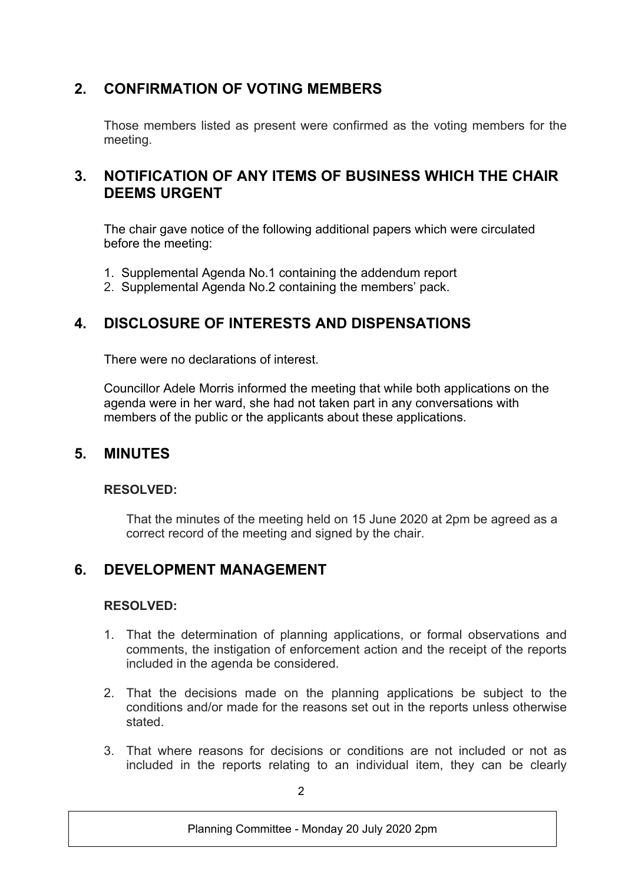## 2. CONFIRMATION OF VOTING MEMBERS

Those members listed as present were confirmed as the voting members for the meeting.

## 3. NOTIFICATION OF ANY ITEMS OF BUSINESS WHICH THE CHAIR DEEMS URGENT

The chair gave notice of the following additional papers which were circulated before the meeting:

1. Supplemental Agenda No.1 containing the addendum report
2. Supplemental Agenda No.2 containing the members' pack.

## 4. DISCLOSURE OF INTERESTS AND DISPENSATIONS

There were no declarations of interest.

Councillor Adele Morris informed the meeting that while both applications on the agenda were in her ward, she had not taken part in any conversations with members of the public or the applicants about these applications.

## 5. MINUTES

**RESOLVED:**

That the minutes of the meeting held on 15 June 2020 at 2pm be agreed as a correct record of the meeting and signed by the chair.

## 6. DEVELOPMENT MANAGEMENT

**RESOLVED:**

1. That the determination of planning applications, or formal observations and comments, the instigation of enforcement action and the receipt of the reports included in the agenda be considered.
2. That the decisions made on the planning applications be subject to the conditions and/or made for the reasons set out in the reports unless otherwise stated.
3. That where reasons for decisions or conditions are not included or not as included in the reports relating to an individual item, they can be clearly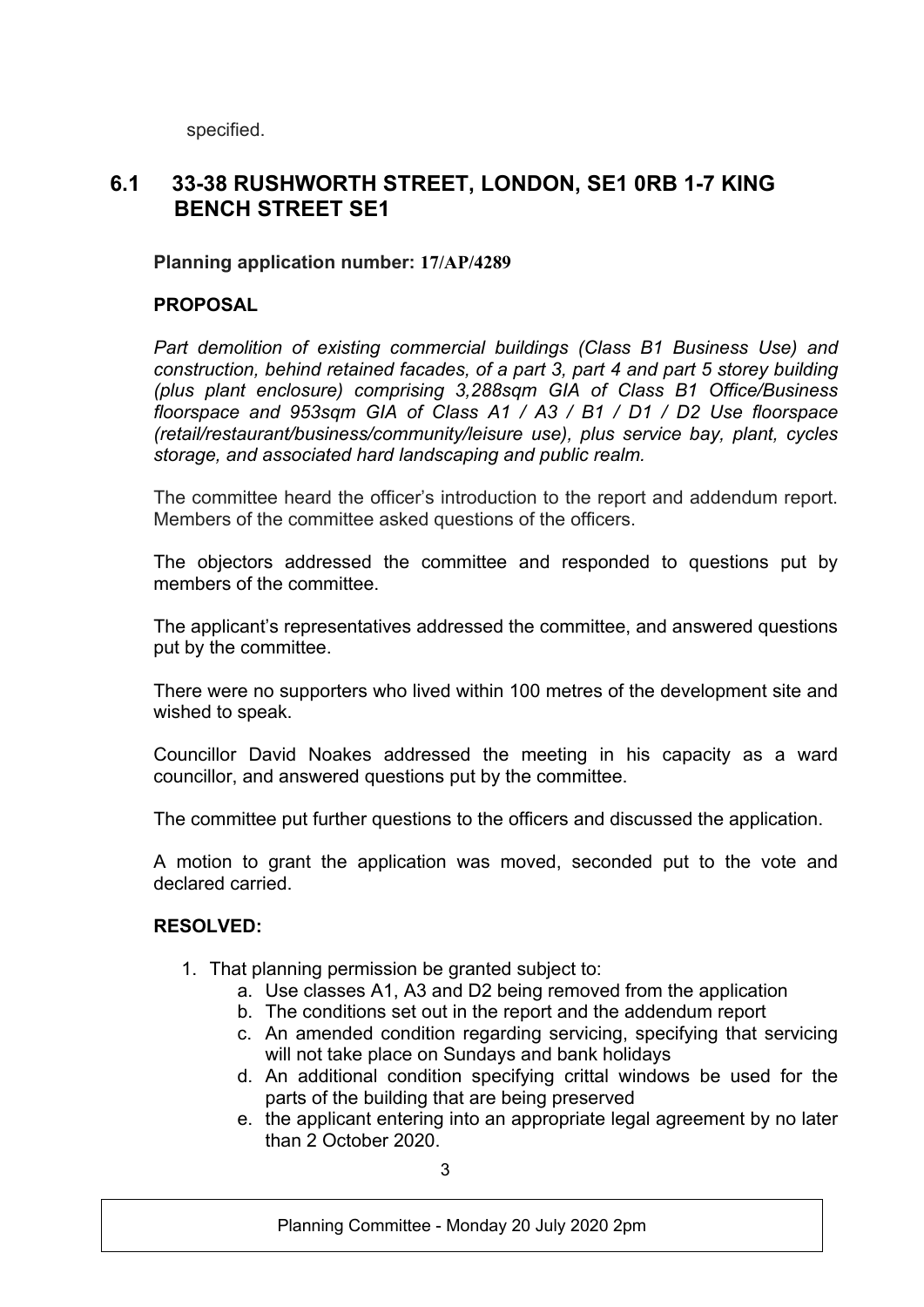specified.

## 6.1 33-38 RUSHWORTH STREET, LONDON, SE1 0RB 1-7 KING BENCH STREET SE1

**Planning application number: 17/AP/4289**

**PROPOSAL**

*Part demolition of existing commercial buildings (Class B1 Business Use) and construction, behind retained facades, of a part 3, part 4 and part 5 storey building (plus plant enclosure) comprising 3,288sqm GIA of Class B1 Office/Business floorspace and 953sqm GIA of Class A1 / A3 / B1 / D1 / D2 Use floorspace (retail/restaurant/business/community/leisure use), plus service bay, plant, cycles storage, and associated hard landscaping and public realm.*

The committee heard the officer's introduction to the report and addendum report. Members of the committee asked questions of the officers.

The objectors addressed the committee and responded to questions put by members of the committee.

The applicant's representatives addressed the committee, and answered questions put by the committee.

There were no supporters who lived within 100 metres of the development site and wished to speak.

Councillor David Noakes addressed the meeting in his capacity as a ward councillor, and answered questions put by the committee.

The committee put further questions to the officers and discussed the application.

A motion to grant the application was moved, seconded put to the vote and declared carried.

**RESOLVED:**

1. That planning permission be granted subject to:
    a. Use classes A1, A3 and D2 being removed from the application
    b. The conditions set out in the report and the addendum report
    c. An amended condition regarding servicing, specifying that servicing will not take place on Sundays and bank holidays
    d. An additional condition specifying crittal windows be used for the parts of the building that are being preserved
    e. the applicant entering into an appropriate legal agreement by no later than 2 October 2020.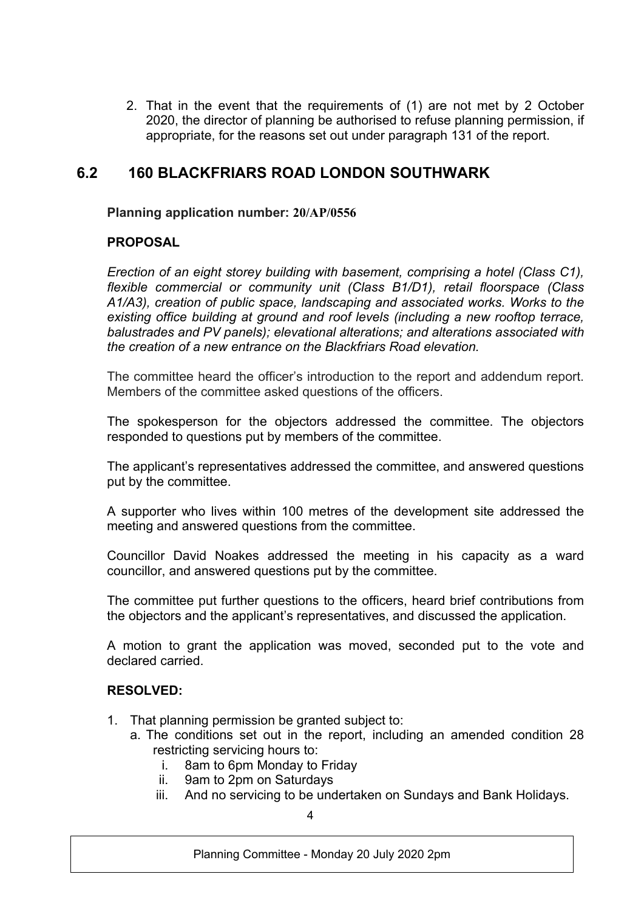2. That in the event that the requirements of (1) are not met by 2 October 2020, the director of planning be authorised to refuse planning permission, if appropriate, for the reasons set out under paragraph 131 of the report.

## 6.2 160 BLACKFRIARS ROAD LONDON SOUTHWARK

**Planning application number: 20/AP/0556**

**PROPOSAL**

*Erection of an eight storey building with basement, comprising a hotel (Class C1), flexible commercial or community unit (Class B1/D1), retail floorspace (Class A1/A3), creation of public space, landscaping and associated works. Works to the existing office building at ground and roof levels (including a new rooftop terrace, balustrades and PV panels); elevational alterations; and alterations associated with the creation of a new entrance on the Blackfriars Road elevation.*

The committee heard the officer's introduction to the report and addendum report. Members of the committee asked questions of the officers.

The spokesperson for the objectors addressed the committee. The objectors responded to questions put by members of the committee.

The applicant's representatives addressed the committee, and answered questions put by the committee.

A supporter who lives within 100 metres of the development site addressed the meeting and answered questions from the committee.

Councillor David Noakes addressed the meeting in his capacity as a ward councillor, and answered questions put by the committee.

The committee put further questions to the officers, heard brief contributions from the objectors and the applicant's representatives, and discussed the application.

A motion to grant the application was moved, seconded put to the vote and declared carried.

**RESOLVED:**

1. That planning permission be granted subject to:
   a. The conditions set out in the report, including an amended condition 28 restricting servicing hours to:
      i. 8am to 6pm Monday to Friday
      ii. 9am to 2pm on Saturdays
      iii. And no servicing to be undertaken on Sundays and Bank Holidays.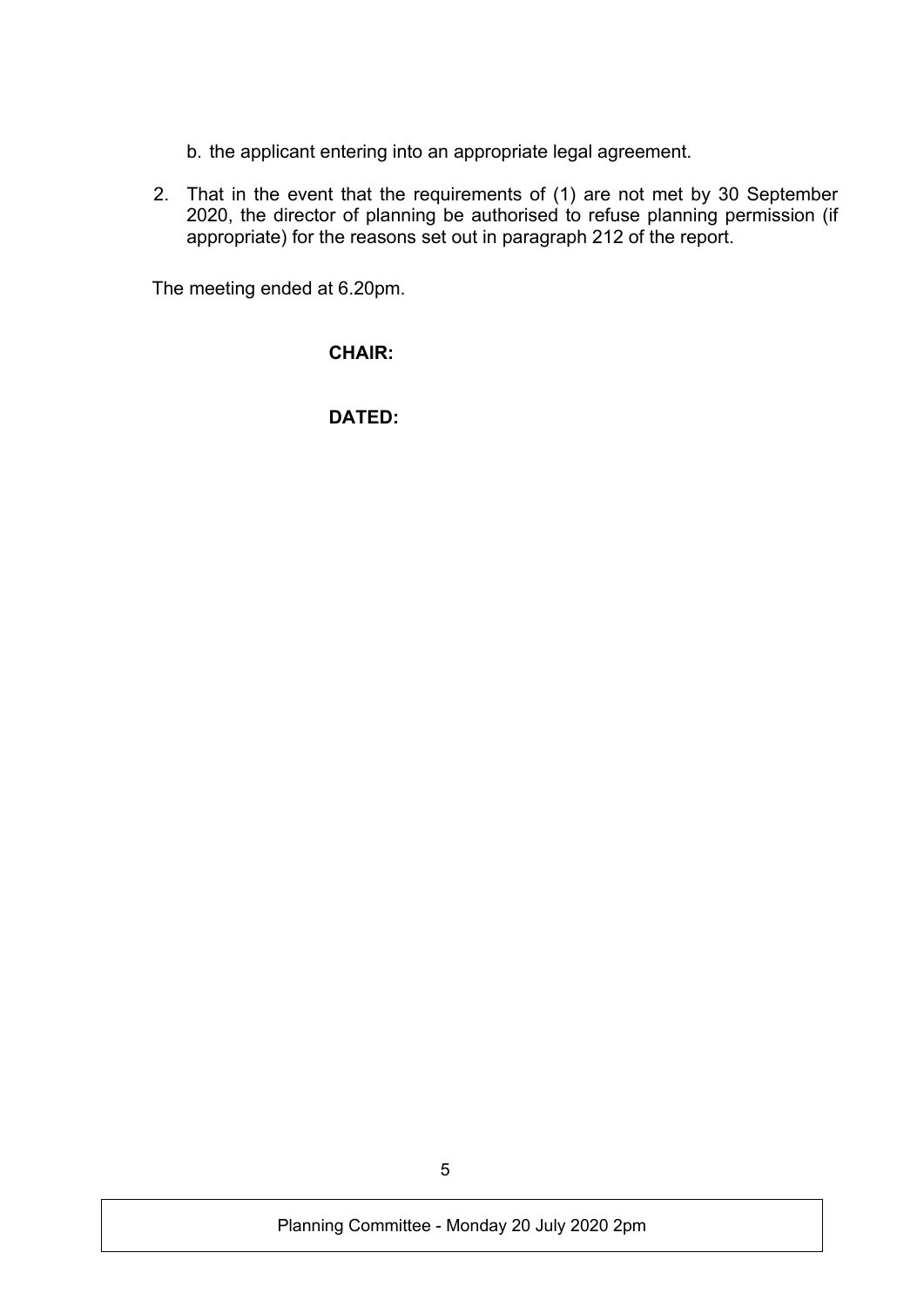b. the applicant entering into an appropriate legal agreement.

2. That in the event that the requirements of (1) are not met by 30 September 2020, the director of planning be authorised to refuse planning permission (if appropriate) for the reasons set out in paragraph 212 of the report.

The meeting ended at 6.20pm.

**CHAIR:**

**DATED:**